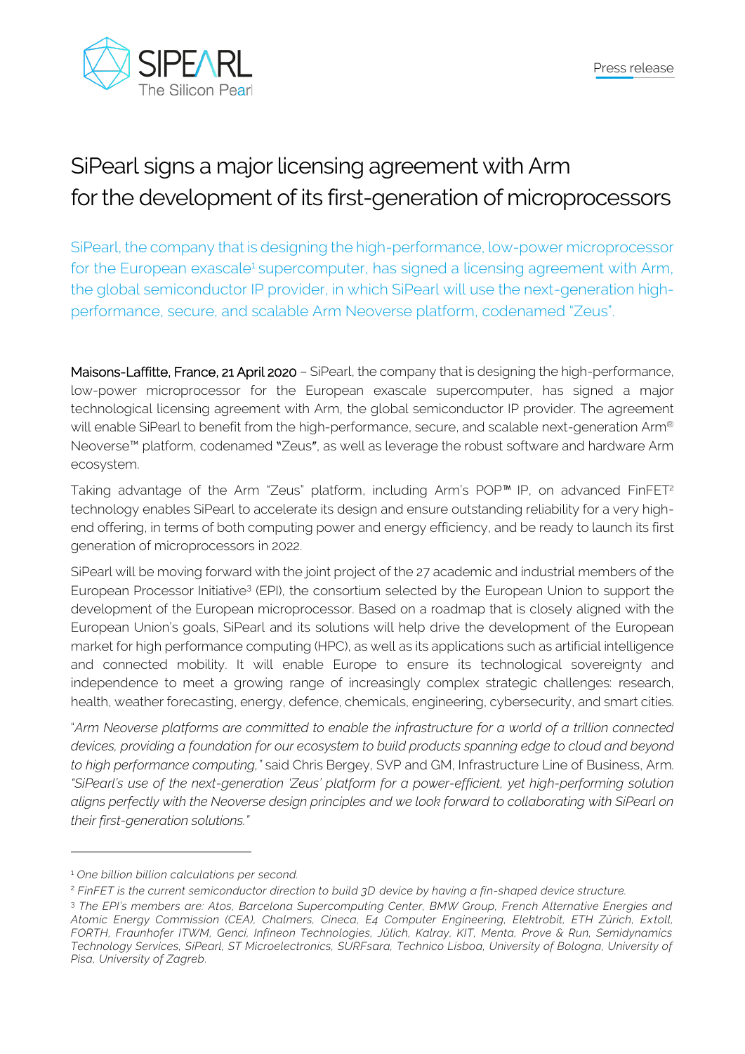Press release

# SiPearl signs a major licensing agreement with Arm for the development of its first-generation of microprocessors

SiPearl, the company that is designing the high-performance, low-power microprocessor for the European exascale[1] supercomputer, has signed a licensing agreement with Arm, the global semiconductor IP provider, in which SiPearl will use the next-generation high-performance, secure, and scalable Arm Neoverse platform, codenamed "Zeus".

**Maisons-Laffitte, France, 21 April 2020** – SiPearl, the company that is designing the high-performance, low-power microprocessor for the European exascale supercomputer, has signed a major technological licensing agreement with Arm, the global semiconductor IP provider. The agreement will enable SiPearl to benefit from the high-performance, secure, and scalable next-generation Arm® Neoverse™ platform, codenamed "Zeus", as well as leverage the robust software and hardware Arm ecosystem.

Taking advantage of the Arm "Zeus" platform, including Arm's POP™ IP, on advanced FinFET[2] technology enables SiPearl to accelerate its design and ensure outstanding reliability for a very high-end offering, in terms of both computing power and energy efficiency, and be ready to launch its first generation of microprocessors in 2022.

SiPearl will be moving forward with the joint project of the 27 academic and industrial members of the European Processor Initiative[3] (EPI), the consortium selected by the European Union to support the development of the European microprocessor. Based on a roadmap that is closely aligned with the European Union's goals, SiPearl and its solutions will help drive the development of the European market for high performance computing (HPC), as well as its applications such as artificial intelligence and connected mobility. It will enable Europe to ensure its technological sovereignty and independence to meet a growing range of increasingly complex strategic challenges: research, health, weather forecasting, energy, defence, chemicals, engineering, cybersecurity, and smart cities.

"*Arm Neoverse platforms are committed to enable the infrastructure for a world of a trillion connected devices, providing a foundation for our ecosystem to build products spanning edge to cloud and beyond to high performance computing,"* said Chris Bergey, SVP and GM, Infrastructure Line of Business, Arm. *"SiPearl's use of the next-generation 'Zeus' platform for a power-efficient, yet high-performing solution aligns perfectly with the Neoverse design principles and we look forward to collaborating with SiPearl on their first-generation solutions."*

---

[1] *One billion billion calculations per second.*

[2] *FinFET is the current semiconductor direction to build 3D device by having a fin-shaped device structure.*

[3] *The EPI's members are: Atos, Barcelona Supercomputing Center, BMW Group, French Alternative Energies and Atomic Energy Commission (CEA), Chalmers, Cineca, E4 Computer Engineering, Elektrobit, ETH Zürich, Extoll, FORTH, Fraunhofer ITWM, Genci, Infineon Technologies, Jülich, Kalray, KIT, Menta, Prove & Run, Semidynamics Technology Services, SiPearl, ST Microelectronics, SURFsara, Technico Lisboa, University of Bologna, University of Pisa, University of Zagreb.*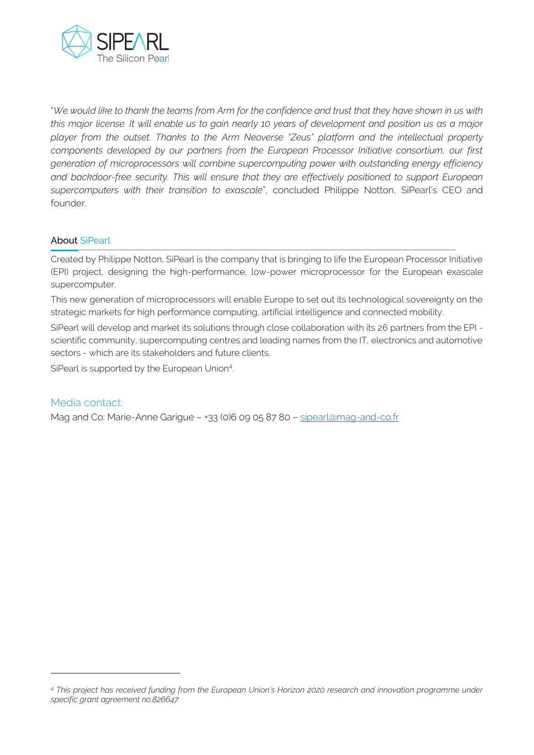"*We would like to thank the teams from Arm for the confidence and trust that they have shown in us with this major license. It will enable us to gain nearly 10 years of development and position us as a major player from the outset. Thanks to the Arm Neoverse "Zeus" platform and the intellectual property components developed by our partners from the European Processor Initiative consortium, our first generation of microprocessors will combine supercomputing power with outstanding energy efficiency and backdoor-free security. This will ensure that they are effectively positioned to support European supercomputers with their transition to exascale*", concluded Philippe Notton, SiPearl's CEO and founder.

## About SiPearl

Created by Philippe Notton, SiPearl is the company that is bringing to life the European Processor Initiative (EPI) project, designing the high-performance, low-power microprocessor for the European exascale supercomputer.

This new generation of microprocessors will enable Europe to set out its technological sovereignty on the strategic markets for high performance computing, artificial intelligence and connected mobility.

SiPearl will develop and market its solutions through close collaboration with its 26 partners from the EPI - scientific community, supercomputing centres and leading names from the IT, electronics and automotive sectors - which are its stakeholders and future clients.

SiPearl is supported by the European Union[4].

## Media contact:

Mag and Co: Marie-Anne Garigue – +33 (0)6 09 05 87 80 – sipearl@mag-and-co.fr

---

[4] *This project has received funding from the European Union's Horizon 2020 research and innovation programme under specific grant agreement no.826647.*